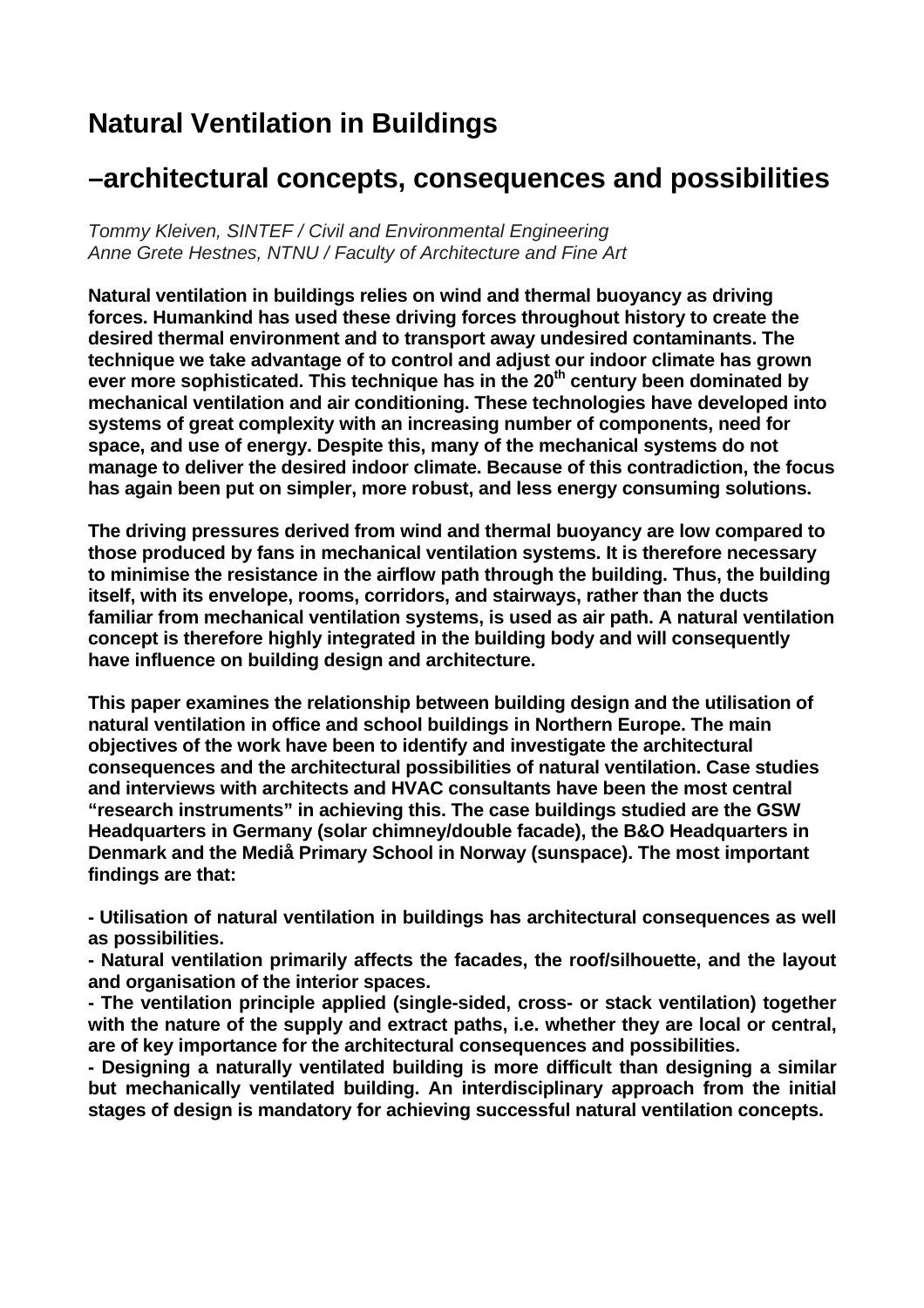# Natural Ventilation in Buildings

## –architectural concepts, consequences and possibilities

*Tommy Kleiven, SINTEF / Civil and Environmental Engineering*
*Anne Grete Hestnes, NTNU / Faculty of Architecture and Fine Art*

**Natural ventilation in buildings relies on wind and thermal buoyancy as driving forces. Humankind has used these driving forces throughout history to create the desired thermal environment and to transport away undesired contaminants. The technique we take advantage of to control and adjust our indoor climate has grown ever more sophisticated. This technique has in the 20th century been dominated by mechanical ventilation and air conditioning. These technologies have developed into systems of great complexity with an increasing number of components, need for space, and use of energy. Despite this, many of the mechanical systems do not manage to deliver the desired indoor climate. Because of this contradiction, the focus has again been put on simpler, more robust, and less energy consuming solutions.**

**The driving pressures derived from wind and thermal buoyancy are low compared to those produced by fans in mechanical ventilation systems. It is therefore necessary to minimise the resistance in the airflow path through the building. Thus, the building itself, with its envelope, rooms, corridors, and stairways, rather than the ducts familiar from mechanical ventilation systems, is used as air path. A natural ventilation concept is therefore highly integrated in the building body and will consequently have influence on building design and architecture.**

**This paper examines the relationship between building design and the utilisation of natural ventilation in office and school buildings in Northern Europe. The main objectives of the work have been to identify and investigate the architectural consequences and the architectural possibilities of natural ventilation. Case studies and interviews with architects and HVAC consultants have been the most central "research instruments" in achieving this. The case buildings studied are the GSW Headquarters in Germany (solar chimney/double facade), the B&O Headquarters in Denmark and the Mediå Primary School in Norway (sunspace). The most important findings are that:**

**- Utilisation of natural ventilation in buildings has architectural consequences as well as possibilities.**
**- Natural ventilation primarily affects the facades, the roof/silhouette, and the layout and organisation of the interior spaces.**
**- The ventilation principle applied (single-sided, cross- or stack ventilation) together with the nature of the supply and extract paths, i.e. whether they are local or central, are of key importance for the architectural consequences and possibilities.**
**- Designing a naturally ventilated building is more difficult than designing a similar but mechanically ventilated building. An interdisciplinary approach from the initial stages of design is mandatory for achieving successful natural ventilation concepts.**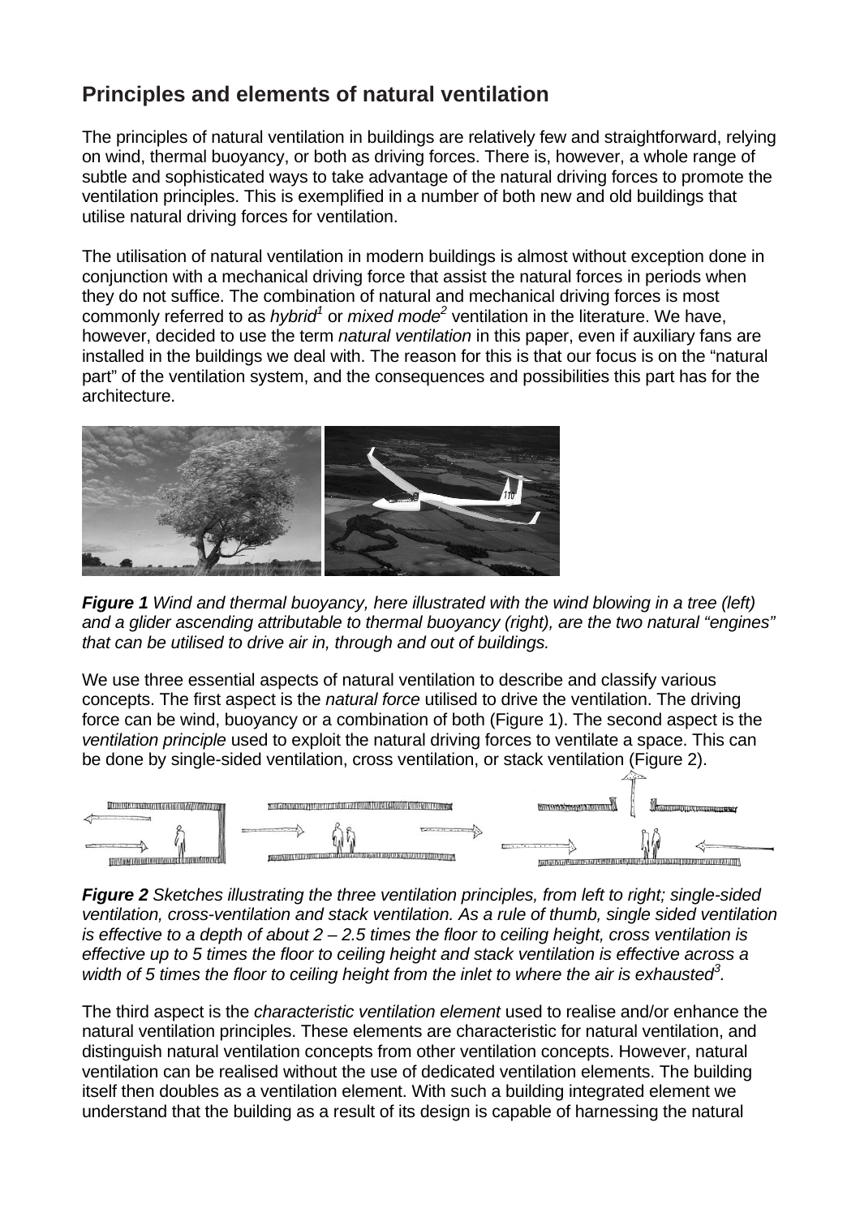## Principles and elements of natural ventilation

The principles of natural ventilation in buildings are relatively few and straightforward, relying on wind, thermal buoyancy, or both as driving forces. There is, however, a whole range of subtle and sophisticated ways to take advantage of the natural driving forces to promote the ventilation principles. This is exemplified in a number of both new and old buildings that utilise natural driving forces for ventilation.

The utilisation of natural ventilation in modern buildings is almost without exception done in conjunction with a mechanical driving force that assist the natural forces in periods when they do not suffice. The combination of natural and mechanical driving forces is most commonly referred to as *hybrid*[1] or *mixed mode*[2] ventilation in the literature. We have, however, decided to use the term *natural ventilation* in this paper, even if auxiliary fans are installed in the buildings we deal with. The reason for this is that our focus is on the "natural part" of the ventilation system, and the consequences and possibilities this part has for the architecture.

***Figure 1*** *Wind and thermal buoyancy, here illustrated with the wind blowing in a tree (left) and a glider ascending attributable to thermal buoyancy (right), are the two natural "engines" that can be utilised to drive air in, through and out of buildings.*

We use three essential aspects of natural ventilation to describe and classify various concepts. The first aspect is the *natural force* utilised to drive the ventilation. The driving force can be wind, buoyancy or a combination of both (Figure 1). The second aspect is the *ventilation principle* used to exploit the natural driving forces to ventilate a space. This can be done by single-sided ventilation, cross ventilation, or stack ventilation (Figure 2).

***Figure 2*** *Sketches illustrating the three ventilation principles, from left to right; single-sided ventilation, cross-ventilation and stack ventilation. As a rule of thumb, single sided ventilation is effective to a depth of about 2 – 2.5 times the floor to ceiling height, cross ventilation is effective up to 5 times the floor to ceiling height and stack ventilation is effective across a width of 5 times the floor to ceiling height from the inlet to where the air is exhausted*[3]*.*

The third aspect is the *characteristic ventilation element* used to realise and/or enhance the natural ventilation principles. These elements are characteristic for natural ventilation, and distinguish natural ventilation concepts from other ventilation concepts. However, natural ventilation can be realised without the use of dedicated ventilation elements. The building itself then doubles as a ventilation element. With such a building integrated element we understand that the building as a result of its design is capable of harnessing the natural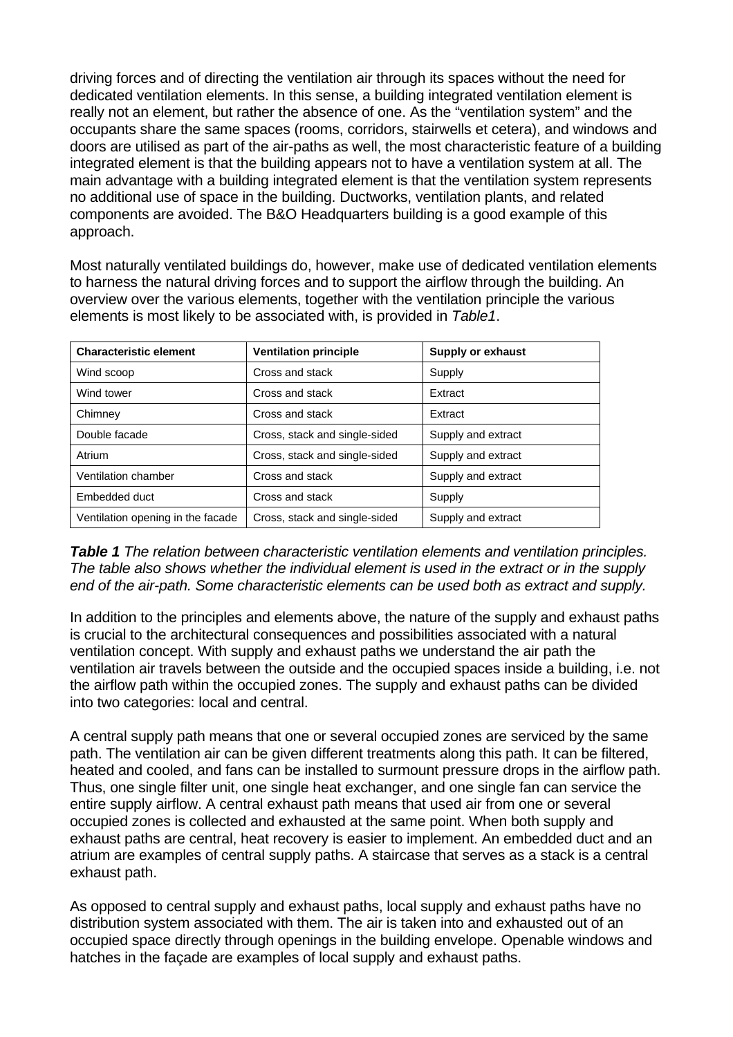driving forces and of directing the ventilation air through its spaces without the need for dedicated ventilation elements. In this sense, a building integrated ventilation element is really not an element, but rather the absence of one. As the "ventilation system" and the occupants share the same spaces (rooms, corridors, stairwells et cetera), and windows and doors are utilised as part of the air-paths as well, the most characteristic feature of a building integrated element is that the building appears not to have a ventilation system at all. The main advantage with a building integrated element is that the ventilation system represents no additional use of space in the building. Ductworks, ventilation plants, and related components are avoided. The B&O Headquarters building is a good example of this approach.

Most naturally ventilated buildings do, however, make use of dedicated ventilation elements to harness the natural driving forces and to support the airflow through the building. An overview over the various elements, together with the ventilation principle the various elements is most likely to be associated with, is provided in *Table1*.

| Characteristic element | Ventilation principle | Supply or exhaust |
| --- | --- | --- |
| Wind scoop | Cross and stack | Supply |
| Wind tower | Cross and stack | Extract |
| Chimney | Cross and stack | Extract |
| Double facade | Cross, stack and single-sided | Supply and extract |
| Atrium | Cross, stack and single-sided | Supply and extract |
| Ventilation chamber | Cross and stack | Supply and extract |
| Embedded duct | Cross and stack | Supply |
| Ventilation opening in the facade | Cross, stack and single-sided | Supply and extract |

***Table 1*** *The relation between characteristic ventilation elements and ventilation principles. The table also shows whether the individual element is used in the extract or in the supply end of the air-path. Some characteristic elements can be used both as extract and supply.*

In addition to the principles and elements above, the nature of the supply and exhaust paths is crucial to the architectural consequences and possibilities associated with a natural ventilation concept. With supply and exhaust paths we understand the air path the ventilation air travels between the outside and the occupied spaces inside a building, i.e. not the airflow path within the occupied zones. The supply and exhaust paths can be divided into two categories: local and central.

A central supply path means that one or several occupied zones are serviced by the same path. The ventilation air can be given different treatments along this path. It can be filtered, heated and cooled, and fans can be installed to surmount pressure drops in the airflow path. Thus, one single filter unit, one single heat exchanger, and one single fan can service the entire supply airflow. A central exhaust path means that used air from one or several occupied zones is collected and exhausted at the same point. When both supply and exhaust paths are central, heat recovery is easier to implement. An embedded duct and an atrium are examples of central supply paths. A staircase that serves as a stack is a central exhaust path.

As opposed to central supply and exhaust paths, local supply and exhaust paths have no distribution system associated with them. The air is taken into and exhausted out of an occupied space directly through openings in the building envelope. Openable windows and hatches in the façade are examples of local supply and exhaust paths.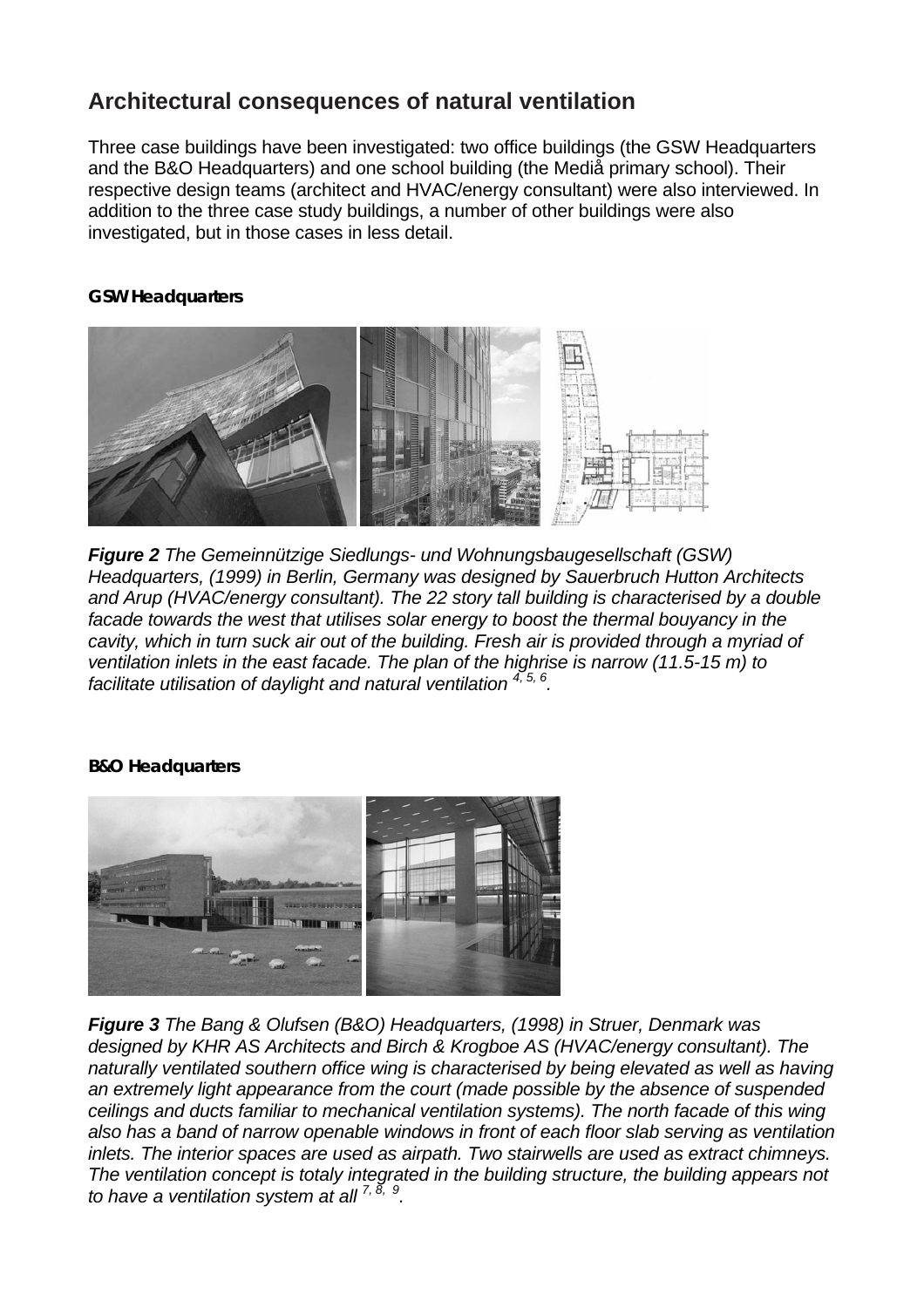## Architectural consequences of natural ventilation

Three case buildings have been investigated: two office buildings (the GSW Headquarters and the B&O Headquarters) and one school building (the Mediå primary school). Their respective design teams (architect and HVAC/energy consultant) were also interviewed. In addition to the three case study buildings, a number of other buildings were also investigated, but in those cases in less detail.

#### GSW Headquarters

***Figure 2*** *The Gemeinnützige Siedlungs- und Wohnungsbaugesellschaft (GSW) Headquarters, (1999) in Berlin, Germany was designed by Sauerbruch Hutton Architects and Arup (HVAC/energy consultant). The 22 story tall building is characterised by a double facade towards the west that utilises solar energy to boost the thermal bouyancy in the cavity, which in turn suck air out of the building. Fresh air is provided through a myriad of ventilation inlets in the east facade. The plan of the highrise is narrow (11.5-15 m) to facilitate utilisation of daylight and natural ventilation* [4, 5, 6]*.*

#### B&O Headquarters

***Figure 3*** *The Bang & Olufsen (B&O) Headquarters, (1998) in Struer, Denmark was designed by KHR AS Architects and Birch & Krogboe AS (HVAC/energy consultant). The naturally ventilated southern office wing is characterised by being elevated as well as having an extremely light appearance from the court (made possible by the absence of suspended ceilings and ducts familiar to mechanical ventilation systems). The north facade of this wing also has a band of narrow openable windows in front of each floor slab serving as ventilation inlets. The interior spaces are used as airpath. Two stairwells are used as extract chimneys. The ventilation concept is totaly integrated in the building structure, the building appears not to have a ventilation system at all* [7, 8, 9]*.*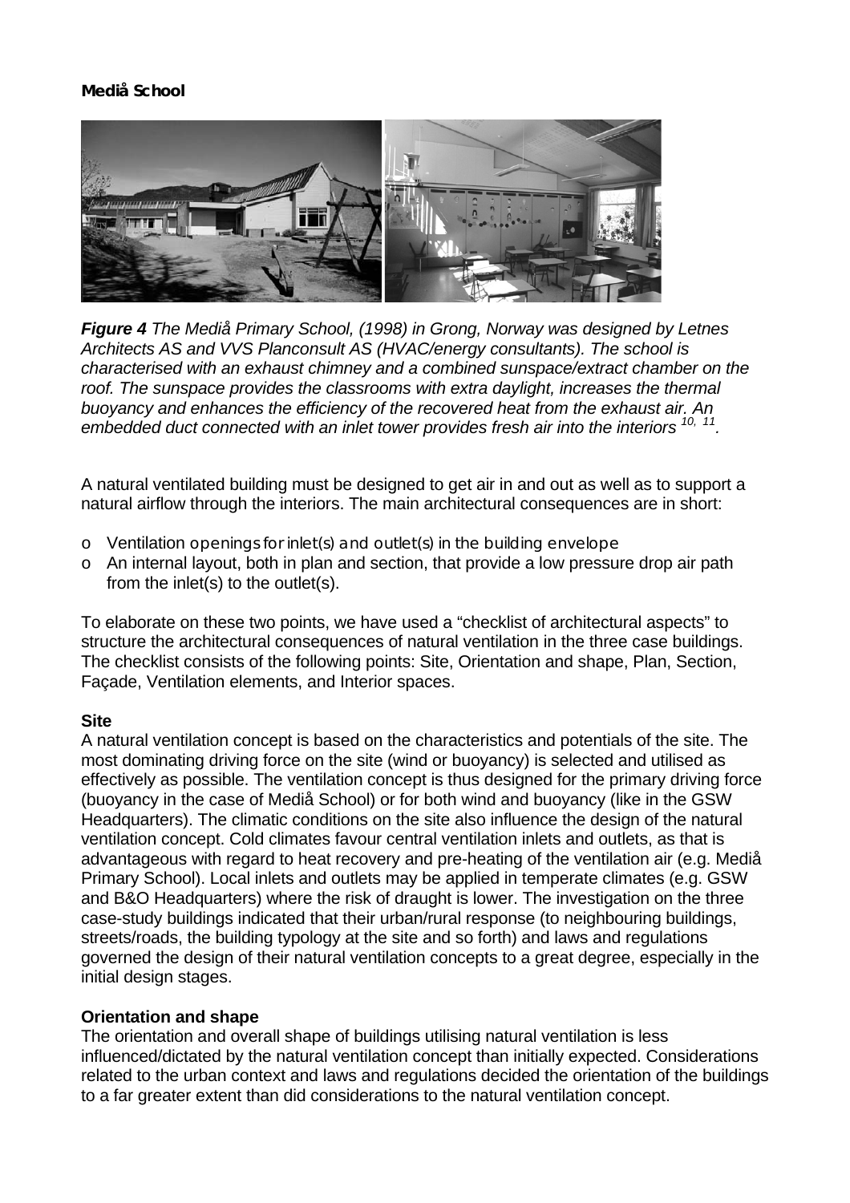**Mediå School**

***Figure 4*** *The Mediå Primary School, (1998) in Grong, Norway was designed by Letnes Architects AS and VVS Planconsult AS (HVAC/energy consultants). The school is characterised with an exhaust chimney and a combined sunspace/extract chamber on the roof. The sunspace provides the classrooms with extra daylight, increases the thermal buoyancy and enhances the efficiency of the recovered heat from the exhaust air. An embedded duct connected with an inlet tower provides fresh air into the interiors* [10, 11]*.*

A natural ventilated building must be designed to get air in and out as well as to support a natural airflow through the interiors. The main architectural consequences are in short:

- Ventilation openings for inlet(s) and outlet(s) in the building envelope
- An internal layout, both in plan and section, that provide a low pressure drop air path from the inlet(s) to the outlet(s).

To elaborate on these two points, we have used a "checklist of architectural aspects" to structure the architectural consequences of natural ventilation in the three case buildings. The checklist consists of the following points: Site, Orientation and shape, Plan, Section, Façade, Ventilation elements, and Interior spaces.

**Site**

A natural ventilation concept is based on the characteristics and potentials of the site. The most dominating driving force on the site (wind or buoyancy) is selected and utilised as effectively as possible. The ventilation concept is thus designed for the primary driving force (buoyancy in the case of Mediå School) or for both wind and buoyancy (like in the GSW Headquarters). The climatic conditions on the site also influence the design of the natural ventilation concept. Cold climates favour central ventilation inlets and outlets, as that is advantageous with regard to heat recovery and pre-heating of the ventilation air (e.g. Mediå Primary School). Local inlets and outlets may be applied in temperate climates (e.g. GSW and B&O Headquarters) where the risk of draught is lower. The investigation on the three case-study buildings indicated that their urban/rural response (to neighbouring buildings, streets/roads, the building typology at the site and so forth) and laws and regulations governed the design of their natural ventilation concepts to a great degree, especially in the initial design stages.

**Orientation and shape**

The orientation and overall shape of buildings utilising natural ventilation is less influenced/dictated by the natural ventilation concept than initially expected. Considerations related to the urban context and laws and regulations decided the orientation of the buildings to a far greater extent than did considerations to the natural ventilation concept.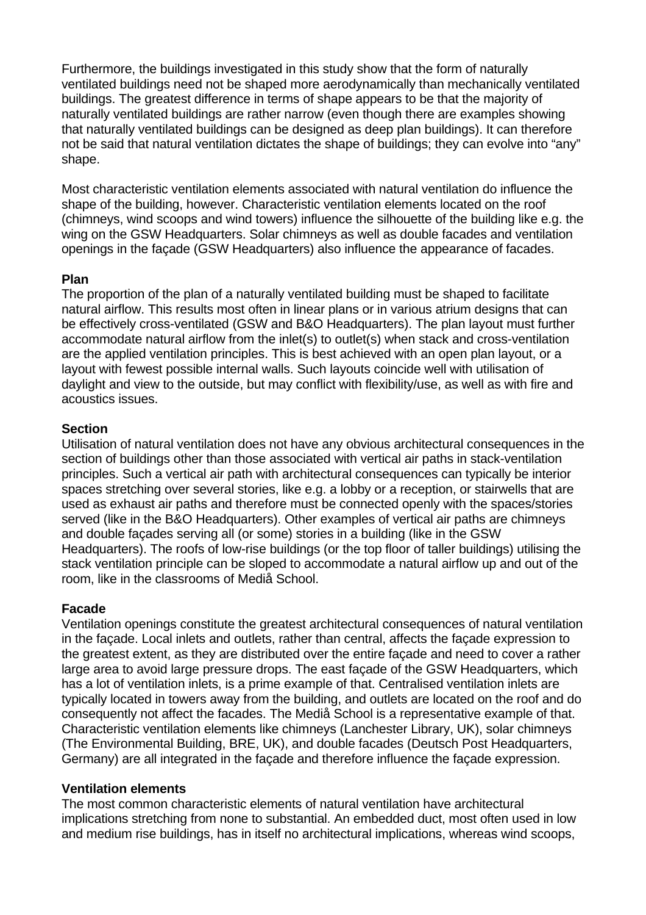Furthermore, the buildings investigated in this study show that the form of naturally ventilated buildings need not be shaped more aerodynamically than mechanically ventilated buildings. The greatest difference in terms of shape appears to be that the majority of naturally ventilated buildings are rather narrow (even though there are examples showing that naturally ventilated buildings can be designed as deep plan buildings). It can therefore not be said that natural ventilation dictates the shape of buildings; they can evolve into “any” shape.

Most characteristic ventilation elements associated with natural ventilation do influence the shape of the building, however. Characteristic ventilation elements located on the roof (chimneys, wind scoops and wind towers) influence the silhouette of the building like e.g. the wing on the GSW Headquarters. Solar chimneys as well as double facades and ventilation openings in the façade (GSW Headquarters) also influence the appearance of facades.

**Plan**

The proportion of the plan of a naturally ventilated building must be shaped to facilitate natural airflow. This results most often in linear plans or in various atrium designs that can be effectively cross-ventilated (GSW and B&O Headquarters). The plan layout must further accommodate natural airflow from the inlet(s) to outlet(s) when stack and cross-ventilation are the applied ventilation principles. This is best achieved with an open plan layout, or a layout with fewest possible internal walls. Such layouts coincide well with utilisation of daylight and view to the outside, but may conflict with flexibility/use, as well as with fire and acoustics issues.

**Section**

Utilisation of natural ventilation does not have any obvious architectural consequences in the section of buildings other than those associated with vertical air paths in stack-ventilation principles. Such a vertical air path with architectural consequences can typically be interior spaces stretching over several stories, like e.g. a lobby or a reception, or stairwells that are used as exhaust air paths and therefore must be connected openly with the spaces/stories served (like in the B&O Headquarters). Other examples of vertical air paths are chimneys and double façades serving all (or some) stories in a building (like in the GSW Headquarters). The roofs of low-rise buildings (or the top floor of taller buildings) utilising the stack ventilation principle can be sloped to accommodate a natural airflow up and out of the room, like in the classrooms of Mediå School.

**Facade**

Ventilation openings constitute the greatest architectural consequences of natural ventilation in the façade. Local inlets and outlets, rather than central, affects the façade expression to the greatest extent, as they are distributed over the entire façade and need to cover a rather large area to avoid large pressure drops. The east façade of the GSW Headquarters, which has a lot of ventilation inlets, is a prime example of that. Centralised ventilation inlets are typically located in towers away from the building, and outlets are located on the roof and do consequently not affect the facades. The Mediå School is a representative example of that. Characteristic ventilation elements like chimneys (Lanchester Library, UK), solar chimneys (The Environmental Building, BRE, UK), and double facades (Deutsch Post Headquarters, Germany) are all integrated in the façade and therefore influence the façade expression.

**Ventilation elements**

The most common characteristic elements of natural ventilation have architectural implications stretching from none to substantial. An embedded duct, most often used in low and medium rise buildings, has in itself no architectural implications, whereas wind scoops,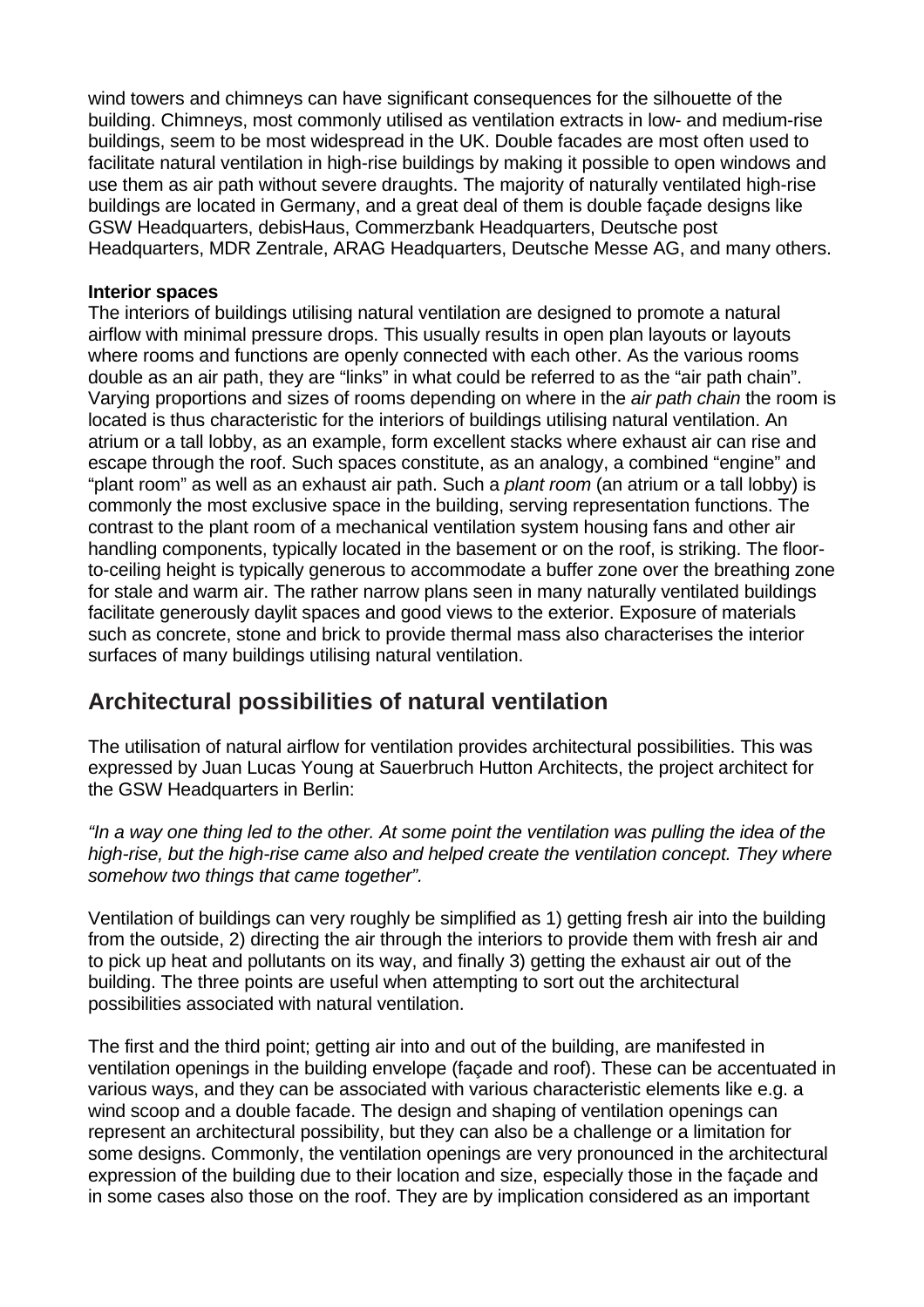wind towers and chimneys can have significant consequences for the silhouette of the building. Chimneys, most commonly utilised as ventilation extracts in low- and medium-rise buildings, seem to be most widespread in the UK. Double facades are most often used to facilitate natural ventilation in high-rise buildings by making it possible to open windows and use them as air path without severe draughts. The majority of naturally ventilated high-rise buildings are located in Germany, and a great deal of them is double façade designs like GSW Headquarters, debisHaus, Commerzbank Headquarters, Deutsche post Headquarters, MDR Zentrale, ARAG Headquarters, Deutsche Messe AG, and many others.

**Interior spaces**
The interiors of buildings utilising natural ventilation are designed to promote a natural airflow with minimal pressure drops. This usually results in open plan layouts or layouts where rooms and functions are openly connected with each other. As the various rooms double as an air path, they are "links" in what could be referred to as the "air path chain". Varying proportions and sizes of rooms depending on where in the *air path chain* the room is located is thus characteristic for the interiors of buildings utilising natural ventilation. An atrium or a tall lobby, as an example, form excellent stacks where exhaust air can rise and escape through the roof. Such spaces constitute, as an analogy, a combined "engine" and "plant room" as well as an exhaust air path. Such a *plant room* (an atrium or a tall lobby) is commonly the most exclusive space in the building, serving representation functions. The contrast to the plant room of a mechanical ventilation system housing fans and other air handling components, typically located in the basement or on the roof, is striking. The floor-to-ceiling height is typically generous to accommodate a buffer zone over the breathing zone for stale and warm air. The rather narrow plans seen in many naturally ventilated buildings facilitate generously daylit spaces and good views to the exterior. Exposure of materials such as concrete, stone and brick to provide thermal mass also characterises the interior surfaces of many buildings utilising natural ventilation.

## Architectural possibilities of natural ventilation

The utilisation of natural airflow for ventilation provides architectural possibilities. This was expressed by Juan Lucas Young at Sauerbruch Hutton Architects, the project architect for the GSW Headquarters in Berlin:

*"In a way one thing led to the other. At some point the ventilation was pulling the idea of the high-rise, but the high-rise came also and helped create the ventilation concept. They where somehow two things that came together".*

Ventilation of buildings can very roughly be simplified as 1) getting fresh air into the building from the outside, 2) directing the air through the interiors to provide them with fresh air and to pick up heat and pollutants on its way, and finally 3) getting the exhaust air out of the building. The three points are useful when attempting to sort out the architectural possibilities associated with natural ventilation.

The first and the third point; getting air into and out of the building, are manifested in ventilation openings in the building envelope (façade and roof). These can be accentuated in various ways, and they can be associated with various characteristic elements like e.g. a wind scoop and a double facade. The design and shaping of ventilation openings can represent an architectural possibility, but they can also be a challenge or a limitation for some designs. Commonly, the ventilation openings are very pronounced in the architectural expression of the building due to their location and size, especially those in the façade and in some cases also those on the roof. They are by implication considered as an important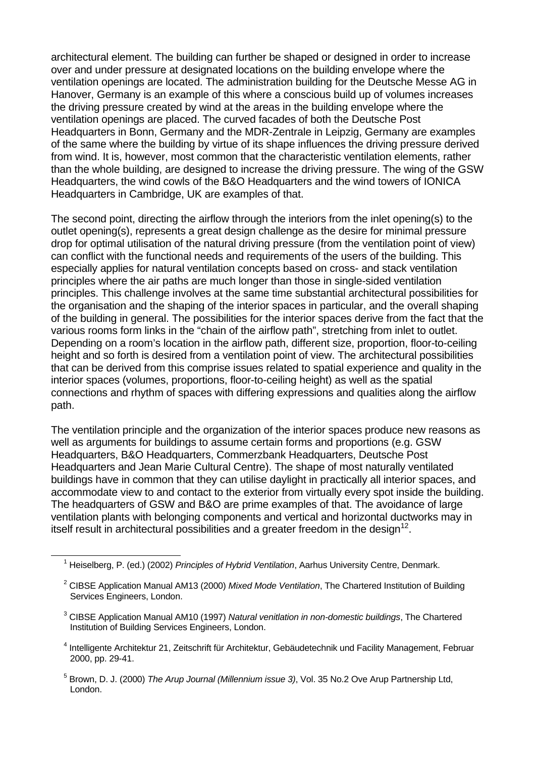architectural element. The building can further be shaped or designed in order to increase over and under pressure at designated locations on the building envelope where the ventilation openings are located. The administration building for the Deutsche Messe AG in Hanover, Germany is an example of this where a conscious build up of volumes increases the driving pressure created by wind at the areas in the building envelope where the ventilation openings are placed. The curved facades of both the Deutsche Post Headquarters in Bonn, Germany and the MDR-Zentrale in Leipzig, Germany are examples of the same where the building by virtue of its shape influences the driving pressure derived from wind. It is, however, most common that the characteristic ventilation elements, rather than the whole building, are designed to increase the driving pressure. The wing of the GSW Headquarters, the wind cowls of the B&O Headquarters and the wind towers of IONICA Headquarters in Cambridge, UK are examples of that.

The second point, directing the airflow through the interiors from the inlet opening(s) to the outlet opening(s), represents a great design challenge as the desire for minimal pressure drop for optimal utilisation of the natural driving pressure (from the ventilation point of view) can conflict with the functional needs and requirements of the users of the building. This especially applies for natural ventilation concepts based on cross- and stack ventilation principles where the air paths are much longer than those in single-sided ventilation principles. This challenge involves at the same time substantial architectural possibilities for the organisation and the shaping of the interior spaces in particular, and the overall shaping of the building in general. The possibilities for the interior spaces derive from the fact that the various rooms form links in the "chain of the airflow path", stretching from inlet to outlet. Depending on a room's location in the airflow path, different size, proportion, floor-to-ceiling height and so forth is desired from a ventilation point of view. The architectural possibilities that can be derived from this comprise issues related to spatial experience and quality in the interior spaces (volumes, proportions, floor-to-ceiling height) as well as the spatial connections and rhythm of spaces with differing expressions and qualities along the airflow path.

The ventilation principle and the organization of the interior spaces produce new reasons as well as arguments for buildings to assume certain forms and proportions (e.g. GSW Headquarters, B&O Headquarters, Commerzbank Headquarters, Deutsche Post Headquarters and Jean Marie Cultural Centre). The shape of most naturally ventilated buildings have in common that they can utilise daylight in practically all interior spaces, and accommodate view to and contact to the exterior from virtually every spot inside the building. The headquarters of GSW and B&O are prime examples of that. The avoidance of large ventilation plants with belonging components and vertical and horizontal ductworks may in itself result in architectural possibilities and a greater freedom in the design[12].

---

[1] Heiselberg, P. (ed.) (2002) *Principles of Hybrid Ventilation*, Aarhus University Centre, Denmark.

[2] CIBSE Application Manual AM13 (2000) *Mixed Mode Ventilation*, The Chartered Institution of Building Services Engineers, London.

[3] CIBSE Application Manual AM10 (1997) *Natural venitlation in non-domestic buildings*, The Chartered Institution of Building Services Engineers, London.

[4] Intelligente Architektur 21, Zeitschrift für Architektur, Gebäudetechnik und Facility Management, Februar 2000, pp. 29-41.

[5] Brown, D. J. (2000) *The Arup Journal (Millennium issue 3)*, Vol. 35 No.2 Ove Arup Partnership Ltd, London.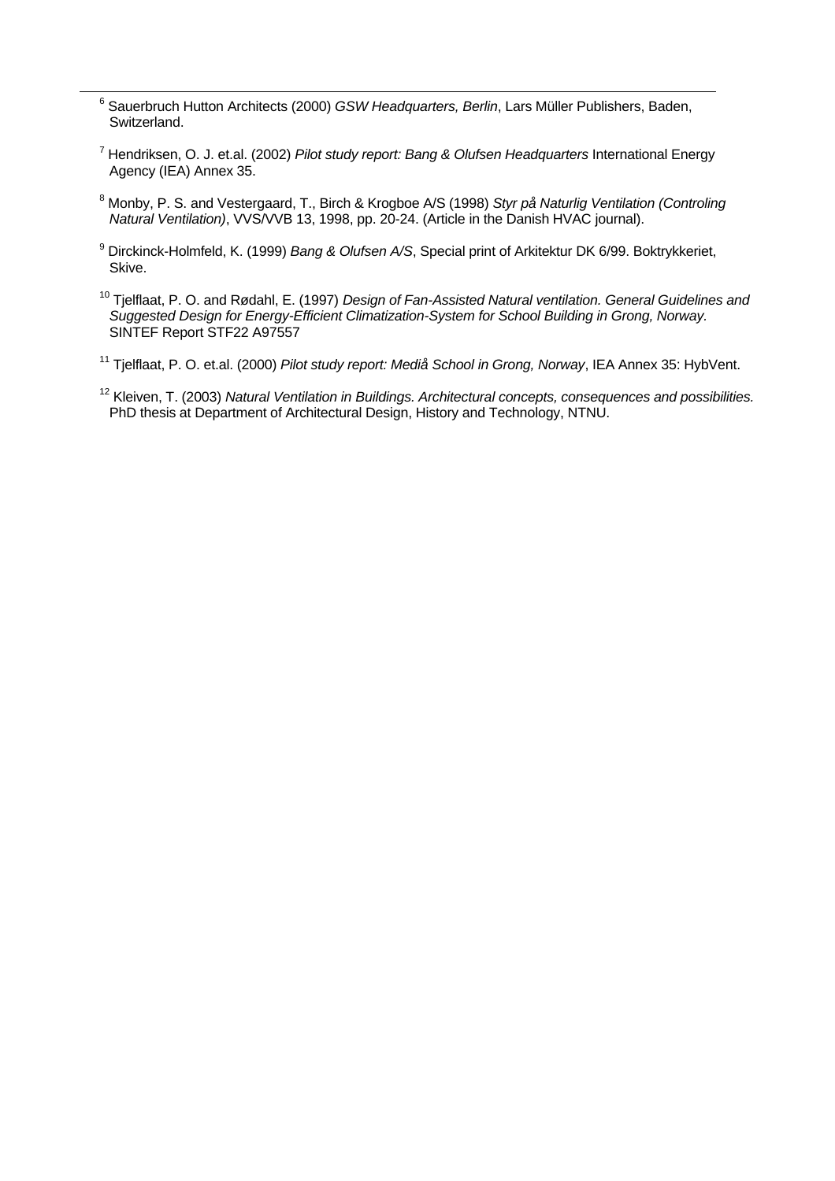[6] Sauerbruch Hutton Architects (2000) *GSW Headquarters, Berlin*, Lars Müller Publishers, Baden, Switzerland.

[7] Hendriksen, O. J. et.al. (2002) *Pilot study report: Bang & Olufsen Headquarters* International Energy Agency (IEA) Annex 35.

[8] Monby, P. S. and Vestergaard, T., Birch & Krogboe A/S (1998) *Styr på Naturlig Ventilation (Controling Natural Ventilation)*, VVS/VVB 13, 1998, pp. 20-24. (Article in the Danish HVAC journal).

[9] Dirckinck-Holmfeld, K. (1999) *Bang & Olufsen A/S*, Special print of Arkitektur DK 6/99. Boktrykkeriet, Skive.

[10] Tjelflaat, P. O. and Rødahl, E. (1997) *Design of Fan-Assisted Natural ventilation. General Guidelines and Suggested Design for Energy-Efficient Climatization-System for School Building in Grong, Norway.* SINTEF Report STF22 A97557

[11] Tjelflaat, P. O. et.al. (2000) *Pilot study report: Mediå School in Grong, Norway*, IEA Annex 35: HybVent.

[12] Kleiven, T. (2003) *Natural Ventilation in Buildings. Architectural concepts, consequences and possibilities.* PhD thesis at Department of Architectural Design, History and Technology, NTNU.